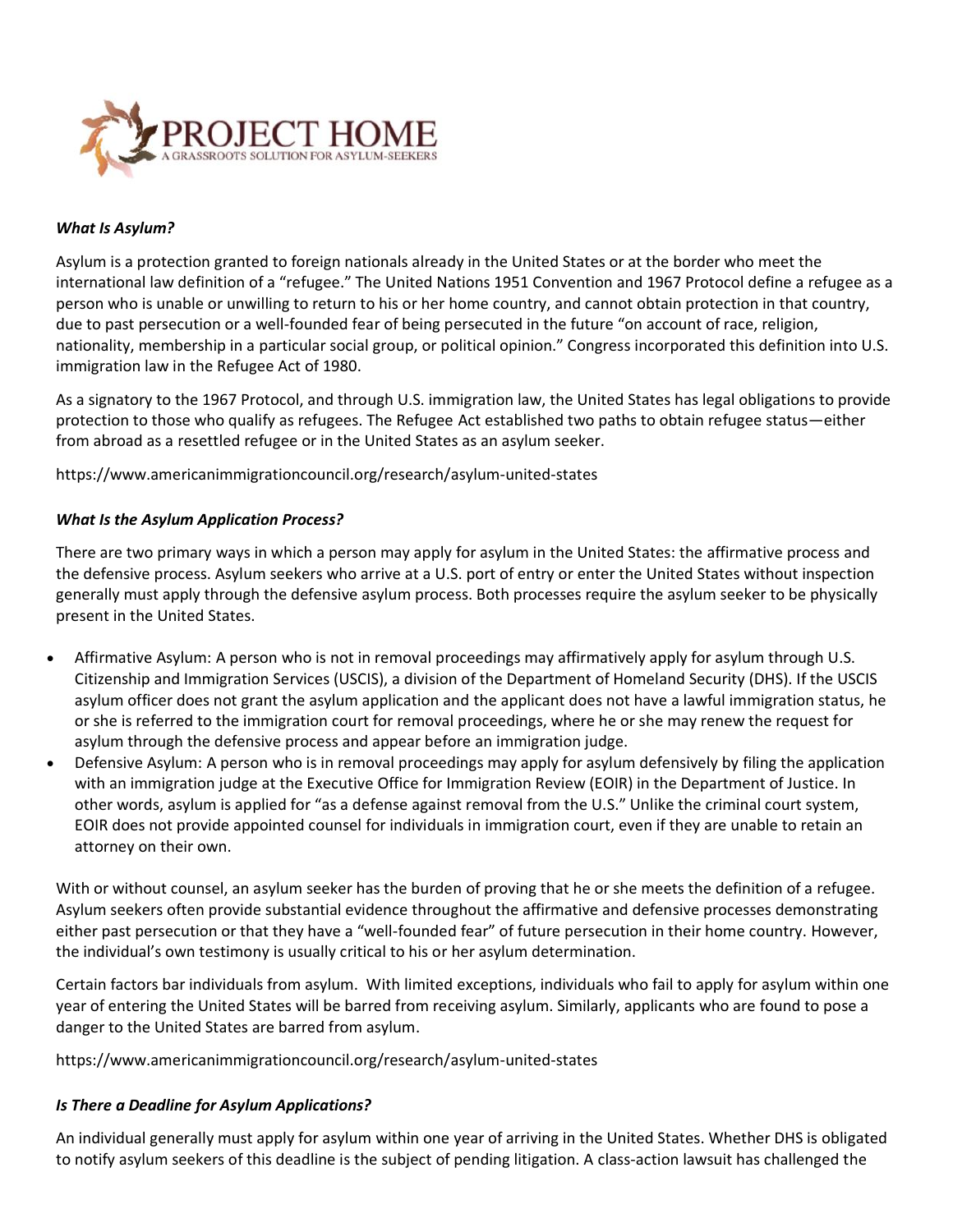PROJECT HOME

A GRASSROOTS SOLUTION FOR ASYLUM-SEEKERS

***What Is Asylum?***

Asylum is a protection granted to foreign nationals already in the United States or at the border who meet the international law definition of a "refugee." The United Nations 1951 Convention and 1967 Protocol define a refugee as a person who is unable or unwilling to return to his or her home country, and cannot obtain protection in that country, due to past persecution or a well-founded fear of being persecuted in the future "on account of race, religion, nationality, membership in a particular social group, or political opinion." Congress incorporated this definition into U.S. immigration law in the Refugee Act of 1980.

As a signatory to the 1967 Protocol, and through U.S. immigration law, the United States has legal obligations to provide protection to those who qualify as refugees. The Refugee Act established two paths to obtain refugee status—either from abroad as a resettled refugee or in the United States as an asylum seeker.

https://www.americanimmigrationcouncil.org/research/asylum-united-states

***What Is the Asylum Application Process?***

There are two primary ways in which a person may apply for asylum in the United States: the affirmative process and the defensive process. Asylum seekers who arrive at a U.S. port of entry or enter the United States without inspection generally must apply through the defensive asylum process. Both processes require the asylum seeker to be physically present in the United States.

- Affirmative Asylum: A person who is not in removal proceedings may affirmatively apply for asylum through U.S. Citizenship and Immigration Services (USCIS), a division of the Department of Homeland Security (DHS). If the USCIS asylum officer does not grant the asylum application and the applicant does not have a lawful immigration status, he or she is referred to the immigration court for removal proceedings, where he or she may renew the request for asylum through the defensive process and appear before an immigration judge.
- Defensive Asylum: A person who is in removal proceedings may apply for asylum defensively by filing the application with an immigration judge at the Executive Office for Immigration Review (EOIR) in the Department of Justice. In other words, asylum is applied for "as a defense against removal from the U.S." Unlike the criminal court system, EOIR does not provide appointed counsel for individuals in immigration court, even if they are unable to retain an attorney on their own.

With or without counsel, an asylum seeker has the burden of proving that he or she meets the definition of a refugee. Asylum seekers often provide substantial evidence throughout the affirmative and defensive processes demonstrating either past persecution or that they have a "well-founded fear" of future persecution in their home country. However, the individual's own testimony is usually critical to his or her asylum determination.

Certain factors bar individuals from asylum. With limited exceptions, individuals who fail to apply for asylum within one year of entering the United States will be barred from receiving asylum. Similarly, applicants who are found to pose a danger to the United States are barred from asylum.

https://www.americanimmigrationcouncil.org/research/asylum-united-states

***Is There a Deadline for Asylum Applications?***

An individual generally must apply for asylum within one year of arriving in the United States. Whether DHS is obligated to notify asylum seekers of this deadline is the subject of pending litigation. A class-action lawsuit has challenged the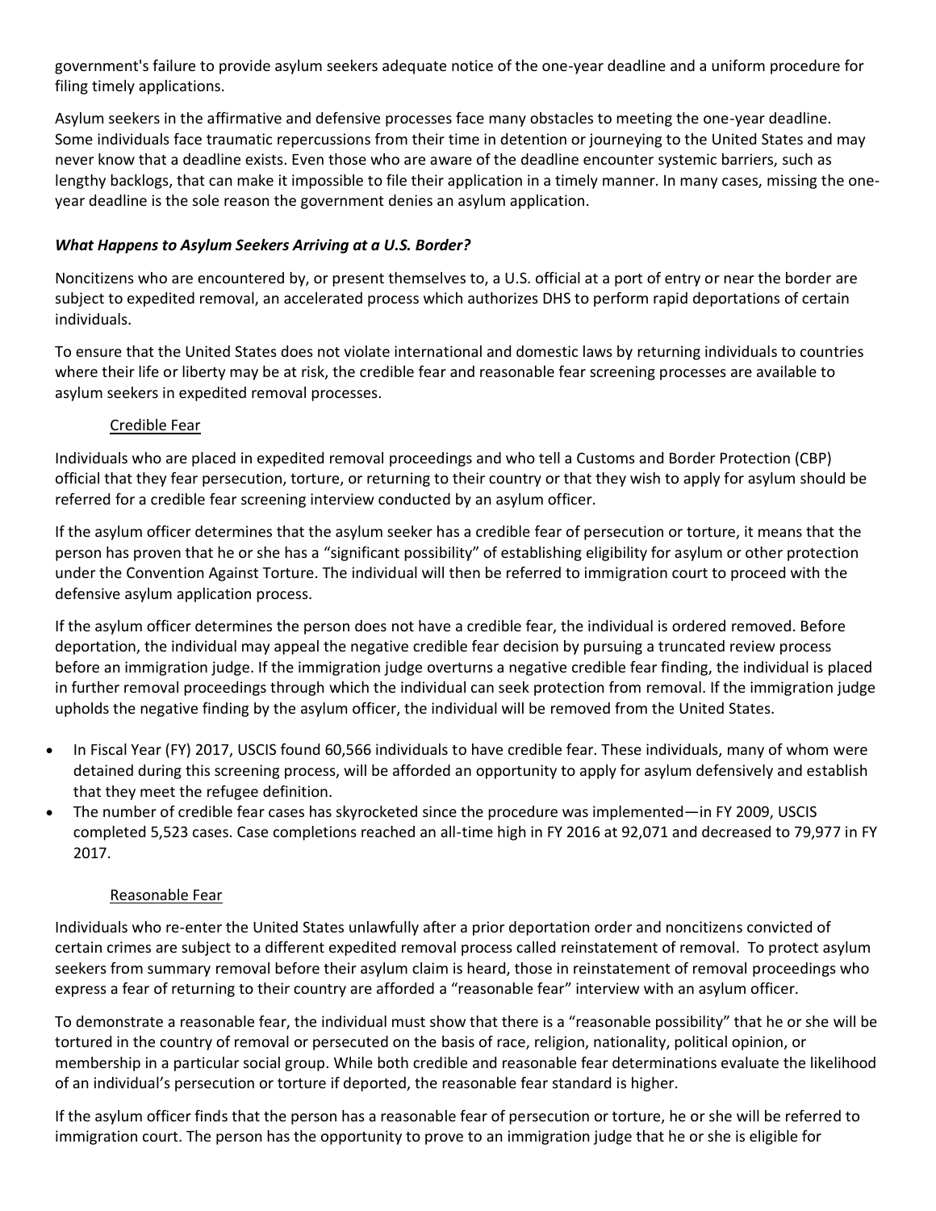government's failure to provide asylum seekers adequate notice of the one-year deadline and a uniform procedure for filing timely applications.

Asylum seekers in the affirmative and defensive processes face many obstacles to meeting the one-year deadline. Some individuals face traumatic repercussions from their time in detention or journeying to the United States and may never know that a deadline exists. Even those who are aware of the deadline encounter systemic barriers, such as lengthy backlogs, that can make it impossible to file their application in a timely manner. In many cases, missing the one-year deadline is the sole reason the government denies an asylum application.

### *What Happens to Asylum Seekers Arriving at a U.S. Border?*

Noncitizens who are encountered by, or present themselves to, a U.S. official at a port of entry or near the border are subject to expedited removal, an accelerated process which authorizes DHS to perform rapid deportations of certain individuals.

To ensure that the United States does not violate international and domestic laws by returning individuals to countries where their life or liberty may be at risk, the credible fear and reasonable fear screening processes are available to asylum seekers in expedited removal processes.

#### Credible Fear

Individuals who are placed in expedited removal proceedings and who tell a Customs and Border Protection (CBP) official that they fear persecution, torture, or returning to their country or that they wish to apply for asylum should be referred for a credible fear screening interview conducted by an asylum officer.

If the asylum officer determines that the asylum seeker has a credible fear of persecution or torture, it means that the person has proven that he or she has a "significant possibility" of establishing eligibility for asylum or other protection under the Convention Against Torture. The individual will then be referred to immigration court to proceed with the defensive asylum application process.

If the asylum officer determines the person does not have a credible fear, the individual is ordered removed. Before deportation, the individual may appeal the negative credible fear decision by pursuing a truncated review process before an immigration judge. If the immigration judge overturns a negative credible fear finding, the individual is placed in further removal proceedings through which the individual can seek protection from removal. If the immigration judge upholds the negative finding by the asylum officer, the individual will be removed from the United States.

- In Fiscal Year (FY) 2017, USCIS found 60,566 individuals to have credible fear. These individuals, many of whom were detained during this screening process, will be afforded an opportunity to apply for asylum defensively and establish that they meet the refugee definition.
- The number of credible fear cases has skyrocketed since the procedure was implemented—in FY 2009, USCIS completed 5,523 cases. Case completions reached an all-time high in FY 2016 at 92,071 and decreased to 79,977 in FY 2017.

#### Reasonable Fear

Individuals who re-enter the United States unlawfully after a prior deportation order and noncitizens convicted of certain crimes are subject to a different expedited removal process called reinstatement of removal. To protect asylum seekers from summary removal before their asylum claim is heard, those in reinstatement of removal proceedings who express a fear of returning to their country are afforded a "reasonable fear" interview with an asylum officer.

To demonstrate a reasonable fear, the individual must show that there is a "reasonable possibility" that he or she will be tortured in the country of removal or persecuted on the basis of race, religion, nationality, political opinion, or membership in a particular social group. While both credible and reasonable fear determinations evaluate the likelihood of an individual's persecution or torture if deported, the reasonable fear standard is higher.

If the asylum officer finds that the person has a reasonable fear of persecution or torture, he or she will be referred to immigration court. The person has the opportunity to prove to an immigration judge that he or she is eligible for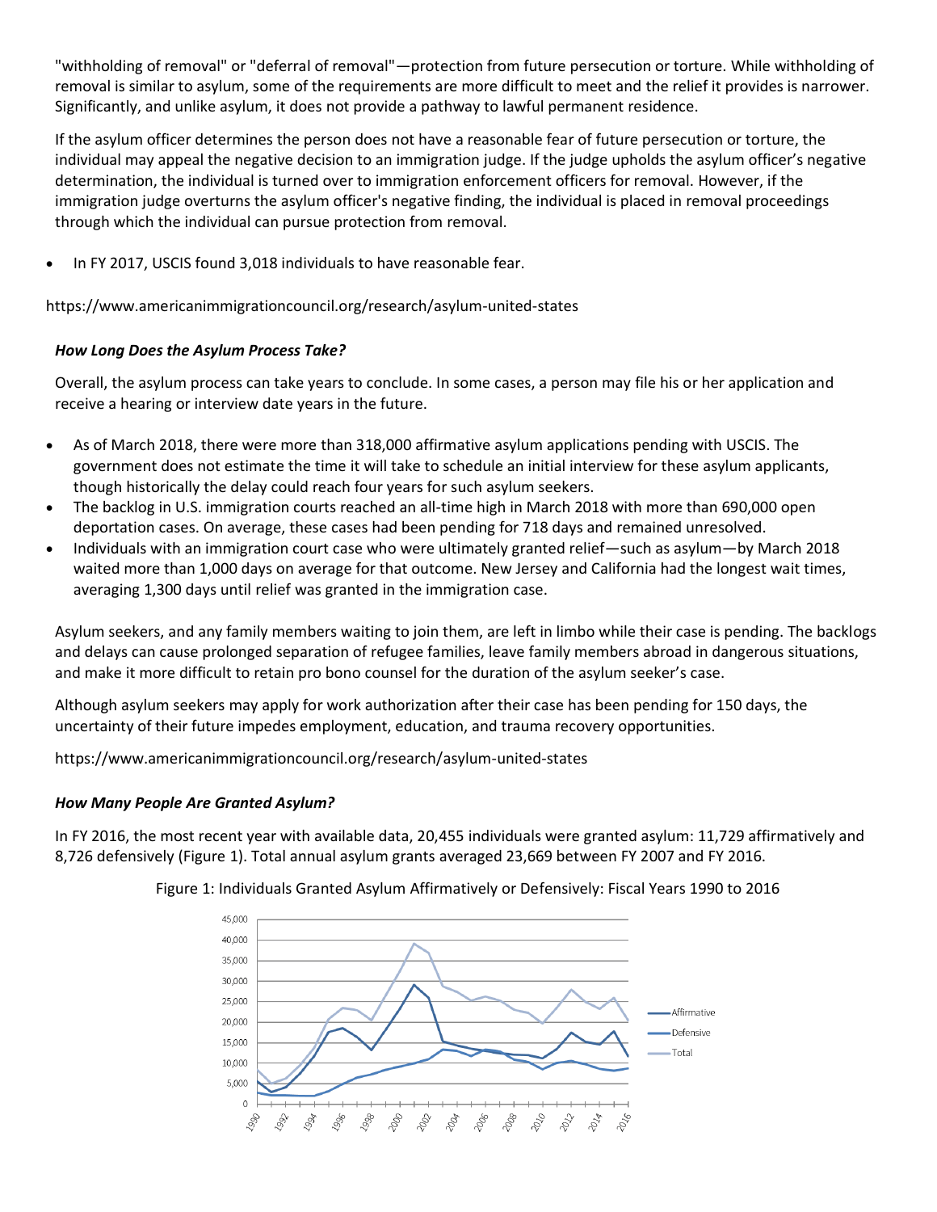"withholding of removal" or "deferral of removal"—protection from future persecution or torture. While withholding of removal is similar to asylum, some of the requirements are more difficult to meet and the relief it provides is narrower. Significantly, and unlike asylum, it does not provide a pathway to lawful permanent residence.

If the asylum officer determines the person does not have a reasonable fear of future persecution or torture, the individual may appeal the negative decision to an immigration judge. If the judge upholds the asylum officer's negative determination, the individual is turned over to immigration enforcement officers for removal. However, if the immigration judge overturns the asylum officer's negative finding, the individual is placed in removal proceedings through which the individual can pursue protection from removal.

- In FY 2017, USCIS found 3,018 individuals to have reasonable fear.

https://www.americanimmigrationcouncil.org/research/asylum-united-states

### *How Long Does the Asylum Process Take?*

Overall, the asylum process can take years to conclude. In some cases, a person may file his or her application and receive a hearing or interview date years in the future.

- As of March 2018, there were more than 318,000 affirmative asylum applications pending with USCIS. The government does not estimate the time it will take to schedule an initial interview for these asylum applicants, though historically the delay could reach four years for such asylum seekers.
- The backlog in U.S. immigration courts reached an all-time high in March 2018 with more than 690,000 open deportation cases. On average, these cases had been pending for 718 days and remained unresolved.
- Individuals with an immigration court case who were ultimately granted relief—such as asylum—by March 2018 waited more than 1,000 days on average for that outcome. New Jersey and California had the longest wait times, averaging 1,300 days until relief was granted in the immigration case.

Asylum seekers, and any family members waiting to join them, are left in limbo while their case is pending. The backlogs and delays can cause prolonged separation of refugee families, leave family members abroad in dangerous situations, and make it more difficult to retain pro bono counsel for the duration of the asylum seeker's case.

Although asylum seekers may apply for work authorization after their case has been pending for 150 days, the uncertainty of their future impedes employment, education, and trauma recovery opportunities.

https://www.americanimmigrationcouncil.org/research/asylum-united-states

### *How Many People Are Granted Asylum?*

In FY 2016, the most recent year with available data, 20,455 individuals were granted asylum: 11,729 affirmatively and 8,726 defensively (Figure 1). Total annual asylum grants averaged 23,669 between FY 2007 and FY 2016.

Figure 1: Individuals Granted Asylum Affirmatively or Defensively: Fiscal Years 1990 to 2016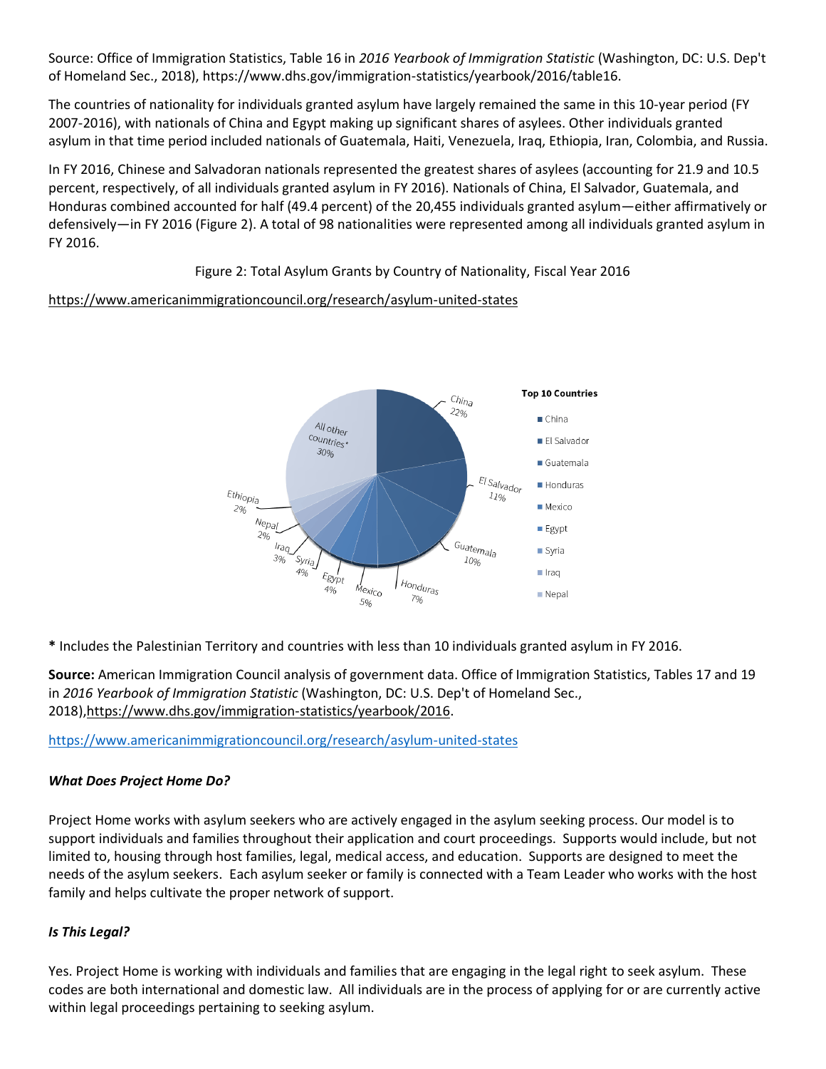Source: Office of Immigration Statistics, Table 16 in *2016 Yearbook of Immigration Statistic* (Washington, DC: U.S. Dep't of Homeland Sec., 2018), https://www.dhs.gov/immigration-statistics/yearbook/2016/table16.

The countries of nationality for individuals granted asylum have largely remained the same in this 10-year period (FY 2007-2016), with nationals of China and Egypt making up significant shares of asylees. Other individuals granted asylum in that time period included nationals of Guatemala, Haiti, Venezuela, Iraq, Ethiopia, Iran, Colombia, and Russia.

In FY 2016, Chinese and Salvadoran nationals represented the greatest shares of asylees (accounting for 21.9 and 10.5 percent, respectively, of all individuals granted asylum in FY 2016). Nationals of China, El Salvador, Guatemala, and Honduras combined accounted for half (49.4 percent) of the 20,455 individuals granted asylum—either affirmatively or defensively—in FY 2016 (Figure 2). A total of 98 nationalities were represented among all individuals granted asylum in FY 2016.

Figure 2: Total Asylum Grants by Country of Nationality, Fiscal Year 2016

https://www.americanimmigrationcouncil.org/research/asylum-united-states

**Top 10 Countries**

| Country | Share |
|---|---|
| China | 22% |
| El Salvador | 11% |
| Guatemala | 10% |
| Honduras | 7% |
| Mexico | 5% |
| Egypt | 4% |
| Syria | 4% |
| Iraq | 3% |
| Nepal | 2% |
| Ethiopia | 2% |
| All other countries* | 30% |

**\*** Includes the Palestinian Territory and countries with less than 10 individuals granted asylum in FY 2016.

**Source:** American Immigration Council analysis of government data. Office of Immigration Statistics, Tables 17 and 19 in *2016 Yearbook of Immigration Statistic* (Washington, DC: U.S. Dep't of Homeland Sec., 2018), https://www.dhs.gov/immigration-statistics/yearbook/2016.

https://www.americanimmigrationcouncil.org/research/asylum-united-states

### *What Does Project Home Do?*

Project Home works with asylum seekers who are actively engaged in the asylum seeking process. Our model is to support individuals and families throughout their application and court proceedings. Supports would include, but not limited to, housing through host families, legal, medical access, and education. Supports are designed to meet the needs of the asylum seekers. Each asylum seeker or family is connected with a Team Leader who works with the host family and helps cultivate the proper network of support.

### *Is This Legal?*

Yes. Project Home is working with individuals and families that are engaging in the legal right to seek asylum. These codes are both international and domestic law. All individuals are in the process of applying for or are currently active within legal proceedings pertaining to seeking asylum.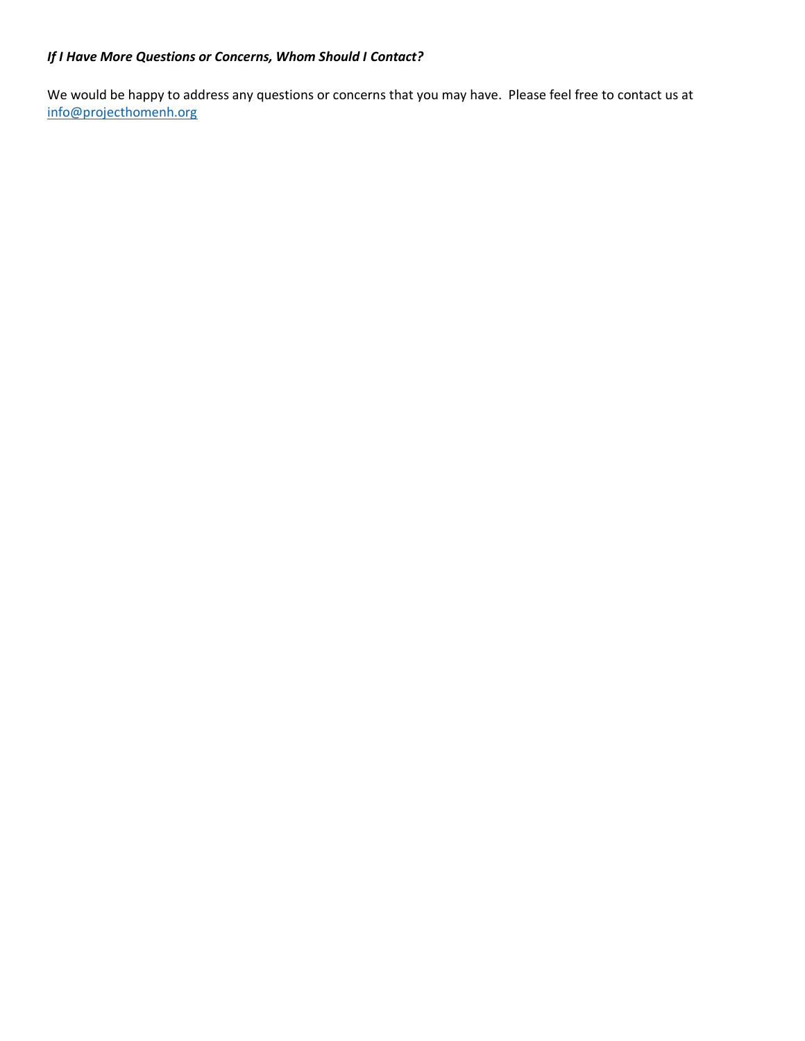***If I Have More Questions or Concerns, Whom Should I Contact?***

We would be happy to address any questions or concerns that you may have. Please feel free to contact us at info@projecthomenh.org